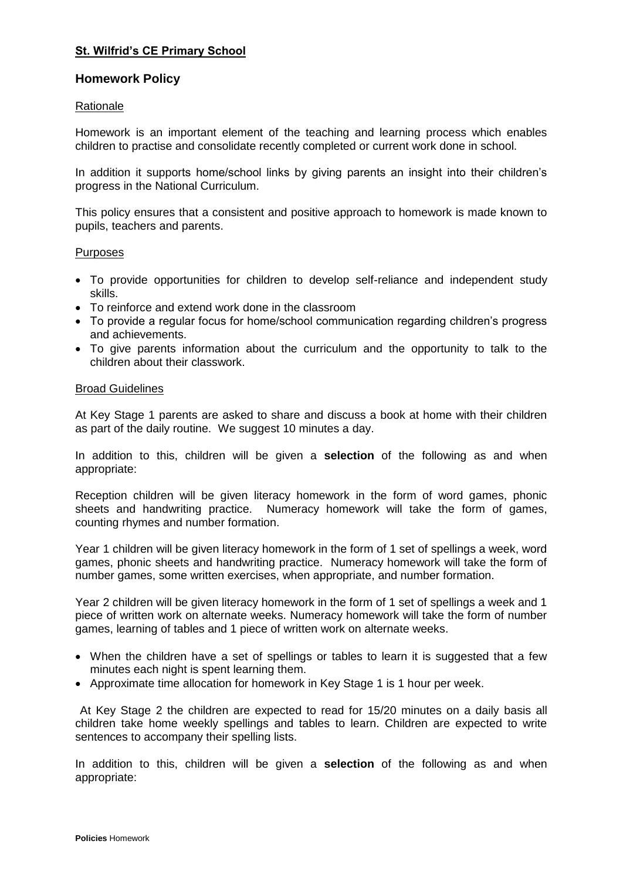**St. Wilfrid's CE Primary School**

## Homework Policy

### Rationale

Homework is an important element of the teaching and learning process which enables children to practise and consolidate recently completed or current work done in school.

In addition it supports home/school links by giving parents an insight into their children's progress in the National Curriculum.

This policy ensures that a consistent and positive approach to homework is made known to pupils, teachers and parents.

### Purposes

- To provide opportunities for children to develop self-reliance and independent study skills.
- To reinforce and extend work done in the classroom
- To provide a regular focus for home/school communication regarding children's progress and achievements.
- To give parents information about the curriculum and the opportunity to talk to the children about their classwork.

### Broad Guidelines

At Key Stage 1 parents are asked to share and discuss a book at home with their children as part of the daily routine. We suggest 10 minutes a day.

In addition to this, children will be given a **selection** of the following as and when appropriate:

Reception children will be given literacy homework in the form of word games, phonic sheets and handwriting practice. Numeracy homework will take the form of games, counting rhymes and number formation.

Year 1 children will be given literacy homework in the form of 1 set of spellings a week, word games, phonic sheets and handwriting practice. Numeracy homework will take the form of number games, some written exercises, when appropriate, and number formation.

Year 2 children will be given literacy homework in the form of 1 set of spellings a week and 1 piece of written work on alternate weeks. Numeracy homework will take the form of number games, learning of tables and 1 piece of written work on alternate weeks.

- When the children have a set of spellings or tables to learn it is suggested that a few minutes each night is spent learning them.
- Approximate time allocation for homework in Key Stage 1 is 1 hour per week.

At Key Stage 2 the children are expected to read for 15/20 minutes on a daily basis all children take home weekly spellings and tables to learn. Children are expected to write sentences to accompany their spelling lists.

In addition to this, children will be given a **selection** of the following as and when appropriate: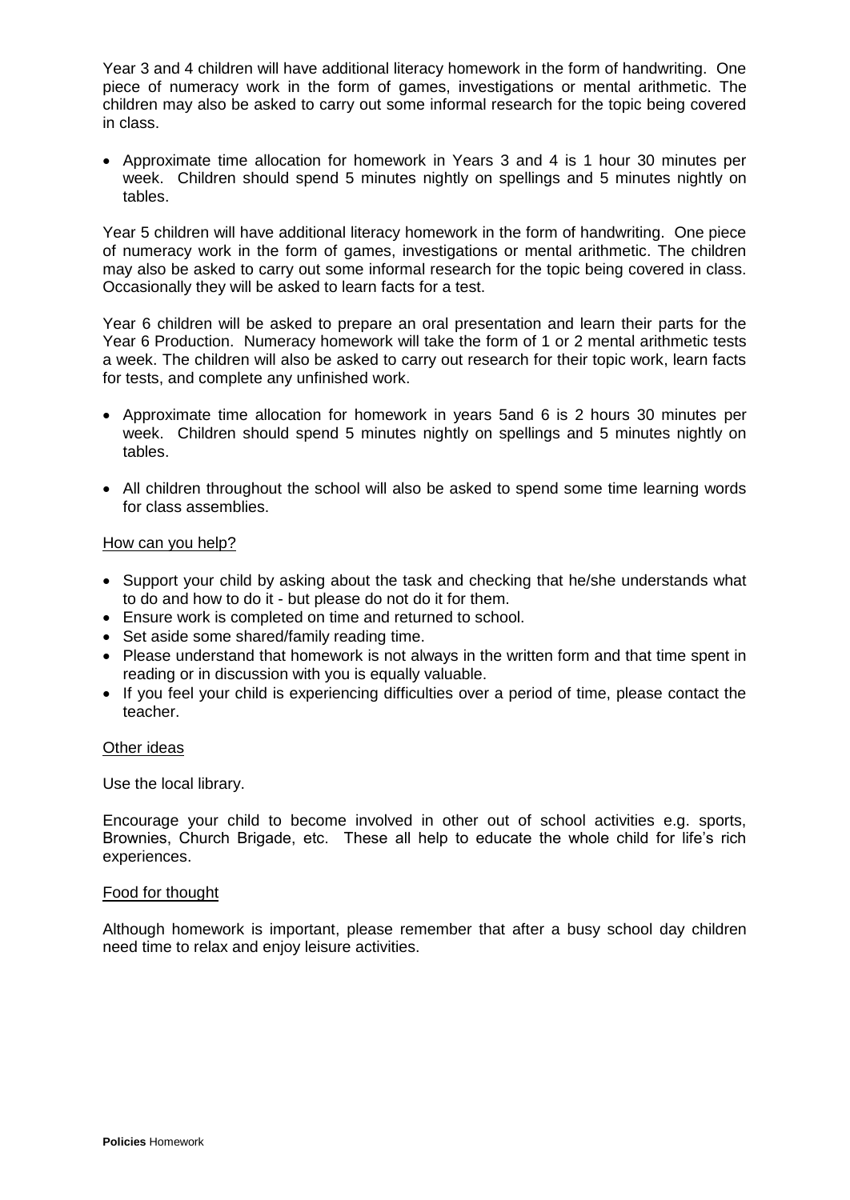Year 3 and 4 children will have additional literacy homework in the form of handwriting. One piece of numeracy work in the form of games, investigations or mental arithmetic. The children may also be asked to carry out some informal research for the topic being covered in class.

- Approximate time allocation for homework in Years 3 and 4 is 1 hour 30 minutes per week. Children should spend 5 minutes nightly on spellings and 5 minutes nightly on tables.

Year 5 children will have additional literacy homework in the form of handwriting. One piece of numeracy work in the form of games, investigations or mental arithmetic. The children may also be asked to carry out some informal research for the topic being covered in class. Occasionally they will be asked to learn facts for a test.

Year 6 children will be asked to prepare an oral presentation and learn their parts for the Year 6 Production. Numeracy homework will take the form of 1 or 2 mental arithmetic tests a week. The children will also be asked to carry out research for their topic work, learn facts for tests, and complete any unfinished work.

- Approximate time allocation for homework in years 5and 6 is 2 hours 30 minutes per week. Children should spend 5 minutes nightly on spellings and 5 minutes nightly on tables.
- All children throughout the school will also be asked to spend some time learning words for class assemblies.

## How can you help?

- Support your child by asking about the task and checking that he/she understands what to do and how to do it - but please do not do it for them.
- Ensure work is completed on time and returned to school.
- Set aside some shared/family reading time.
- Please understand that homework is not always in the written form and that time spent in reading or in discussion with you is equally valuable.
- If you feel your child is experiencing difficulties over a period of time, please contact the teacher.

## Other ideas

Use the local library.

Encourage your child to become involved in other out of school activities e.g. sports, Brownies, Church Brigade, etc. These all help to educate the whole child for life's rich experiences.

## Food for thought

Although homework is important, please remember that after a busy school day children need time to relax and enjoy leisure activities.